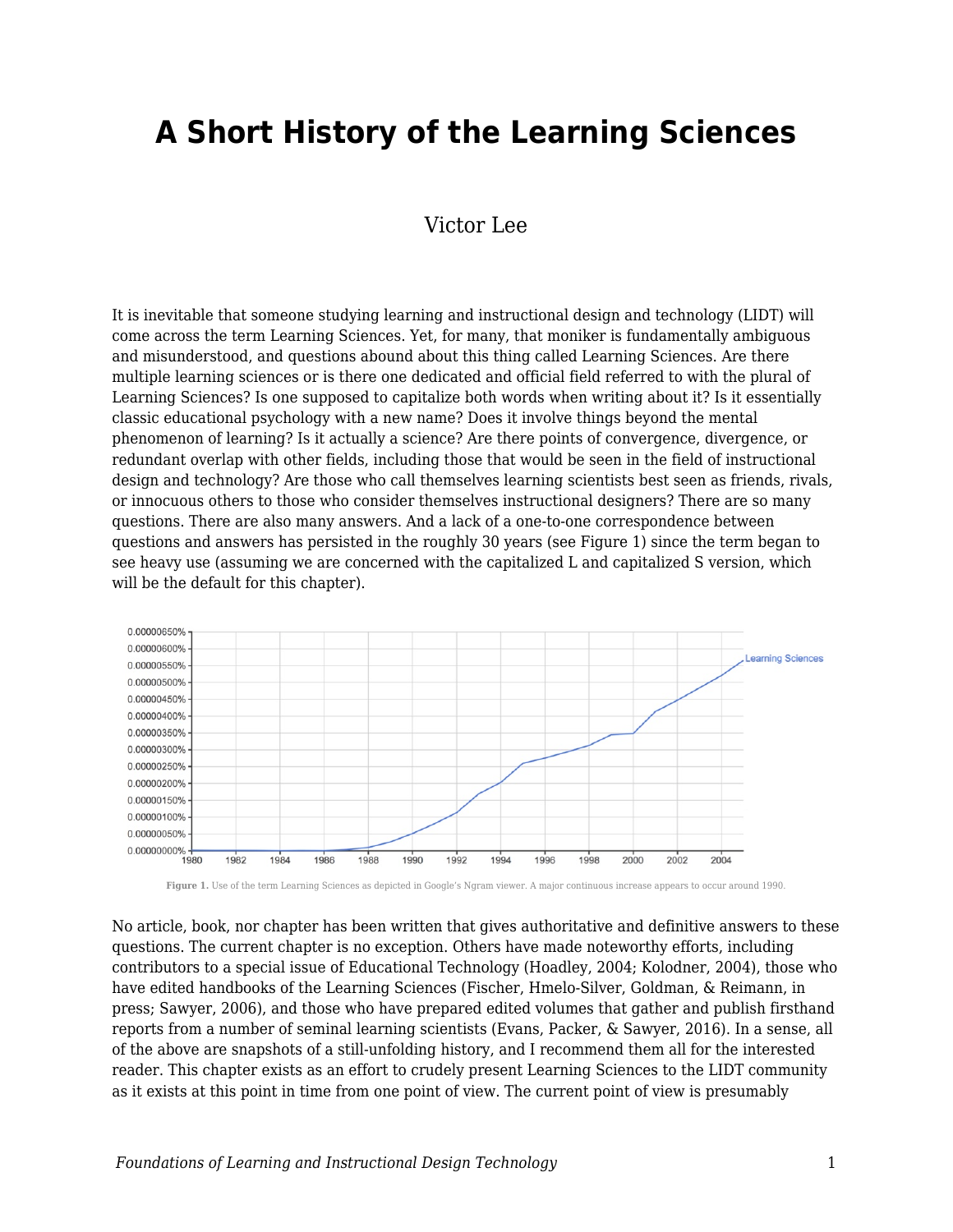# A Short History of the Learning Sciences

Victor Lee

It is inevitable that someone studying learning and instructional design and technology (LIDT) will come across the term Learning Sciences. Yet, for many, that moniker is fundamentally ambiguous and misunderstood, and questions abound about this thing called Learning Sciences. Are there multiple learning sciences or is there one dedicated and official field referred to with the plural of Learning Sciences? Is one supposed to capitalize both words when writing about it? Is it essentially classic educational psychology with a new name? Does it involve things beyond the mental phenomenon of learning? Is it actually a science? Are there points of convergence, divergence, or redundant overlap with other fields, including those that would be seen in the field of instructional design and technology? Are those who call themselves learning scientists best seen as friends, rivals, or innocuous others to those who consider themselves instructional designers? There are so many questions. There are also many answers. And a lack of a one-to-one correspondence between questions and answers has persisted in the roughly 30 years (see Figure 1) since the term began to see heavy use (assuming we are concerned with the capitalized L and capitalized S version, which will be the default for this chapter).

**Figure 1.** Use of the term Learning Sciences as depicted in Google's Ngram viewer. A major continuous increase appears to occur around 1990.

No article, book, nor chapter has been written that gives authoritative and definitive answers to these questions. The current chapter is no exception. Others have made noteworthy efforts, including contributors to a special issue of Educational Technology (Hoadley, 2004; Kolodner, 2004), those who have edited handbooks of the Learning Sciences (Fischer, Hmelo-Silver, Goldman, & Reimann, in press; Sawyer, 2006), and those who have prepared edited volumes that gather and publish firsthand reports from a number of seminal learning scientists (Evans, Packer, & Sawyer, 2016). In a sense, all of the above are snapshots of a still-unfolding history, and I recommend them all for the interested reader. This chapter exists as an effort to crudely present Learning Sciences to the LIDT community as it exists at this point in time from one point of view. The current point of view is presumably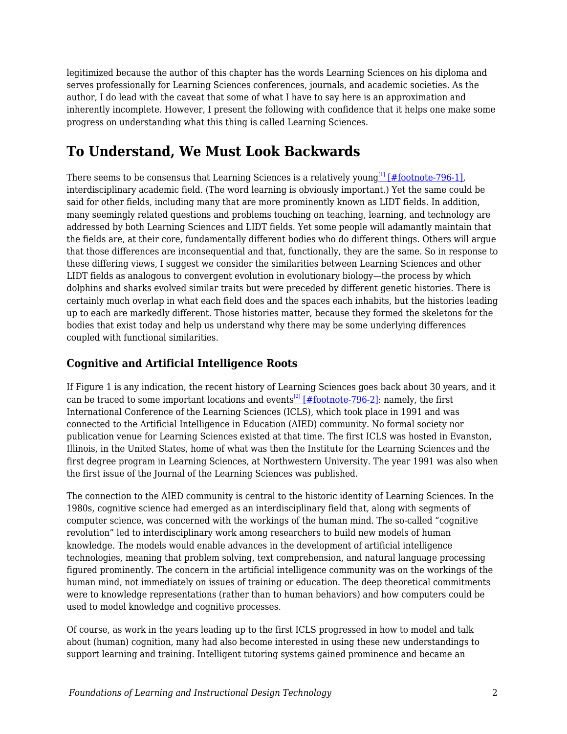legitimized because the author of this chapter has the words Learning Sciences on his diploma and serves professionally for Learning Sciences conferences, journals, and academic societies. As the author, I do lead with the caveat that some of what I have to say here is an approximation and inherently incomplete. However, I present the following with confidence that it helps one make some progress on understanding what this thing is called Learning Sciences.

## To Understand, We Must Look Backwards

There seems to be consensus that Learning Sciences is a relatively young[1] [#footnote-796-1], interdisciplinary academic field. (The word learning is obviously important.) Yet the same could be said for other fields, including many that are more prominently known as LIDT fields. In addition, many seemingly related questions and problems touching on teaching, learning, and technology are addressed by both Learning Sciences and LIDT fields. Yet some people will adamantly maintain that the fields are, at their core, fundamentally different bodies who do different things. Others will argue that those differences are inconsequential and that, functionally, they are the same. So in response to these differing views, I suggest we consider the similarities between Learning Sciences and other LIDT fields as analogous to convergent evolution in evolutionary biology—the process by which dolphins and sharks evolved similar traits but were preceded by different genetic histories. There is certainly much overlap in what each field does and the spaces each inhabits, but the histories leading up to each are markedly different. Those histories matter, because they formed the skeletons for the bodies that exist today and help us understand why there may be some underlying differences coupled with functional similarities.

### Cognitive and Artificial Intelligence Roots

If Figure 1 is any indication, the recent history of Learning Sciences goes back about 30 years, and it can be traced to some important locations and events[2] [#footnote-796-2]: namely, the first International Conference of the Learning Sciences (ICLS), which took place in 1991 and was connected to the Artificial Intelligence in Education (AIED) community. No formal society nor publication venue for Learning Sciences existed at that time. The first ICLS was hosted in Evanston, Illinois, in the United States, home of what was then the Institute for the Learning Sciences and the first degree program in Learning Sciences, at Northwestern University. The year 1991 was also when the first issue of the Journal of the Learning Sciences was published.

The connection to the AIED community is central to the historic identity of Learning Sciences. In the 1980s, cognitive science had emerged as an interdisciplinary field that, along with segments of computer science, was concerned with the workings of the human mind. The so-called "cognitive revolution" led to interdisciplinary work among researchers to build new models of human knowledge. The models would enable advances in the development of artificial intelligence technologies, meaning that problem solving, text comprehension, and natural language processing figured prominently. The concern in the artificial intelligence community was on the workings of the human mind, not immediately on issues of training or education. The deep theoretical commitments were to knowledge representations (rather than to human behaviors) and how computers could be used to model knowledge and cognitive processes.

Of course, as work in the years leading up to the first ICLS progressed in how to model and talk about (human) cognition, many had also become interested in using these new understandings to support learning and training. Intelligent tutoring systems gained prominence and became an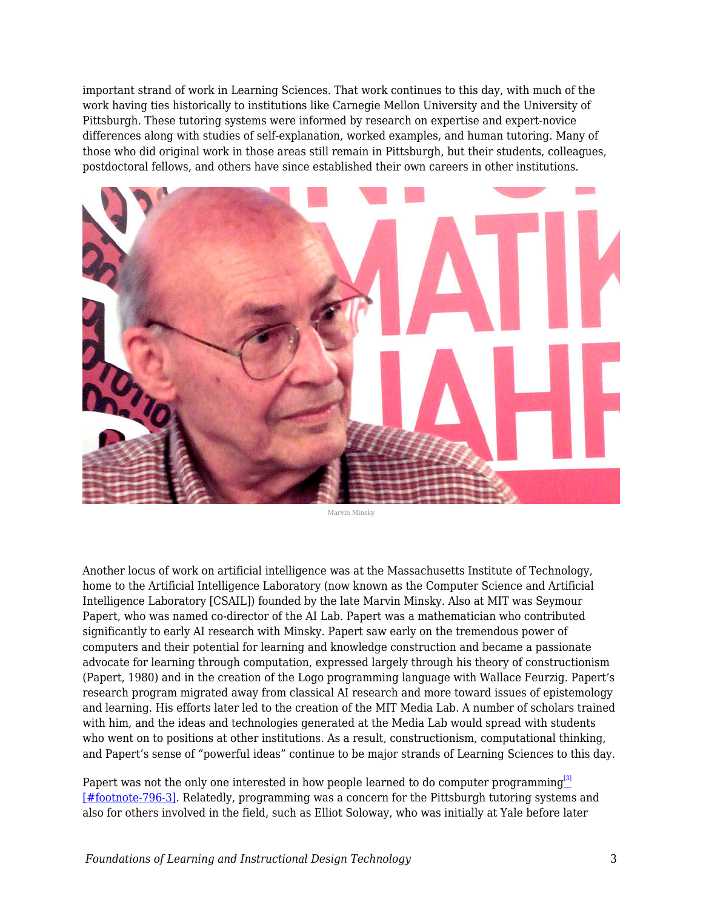important strand of work in Learning Sciences. That work continues to this day, with much of the work having ties historically to institutions like Carnegie Mellon University and the University of Pittsburgh. These tutoring systems were informed by research on expertise and expert-novice differences along with studies of self-explanation, worked examples, and human tutoring. Many of those who did original work in those areas still remain in Pittsburgh, but their students, colleagues, postdoctoral fellows, and others have since established their own careers in other institutions.

Marvin Minsky

Another locus of work on artificial intelligence was at the Massachusetts Institute of Technology, home to the Artificial Intelligence Laboratory (now known as the Computer Science and Artificial Intelligence Laboratory [CSAIL]) founded by the late Marvin Minsky. Also at MIT was Seymour Papert, who was named co-director of the AI Lab. Papert was a mathematician who contributed significantly to early AI research with Minsky. Papert saw early on the tremendous power of computers and their potential for learning and knowledge construction and became a passionate advocate for learning through computation, expressed largely through his theory of constructionism (Papert, 1980) and in the creation of the Logo programming language with Wallace Feurzig. Papert's research program migrated away from classical AI research and more toward issues of epistemology and learning. His efforts later led to the creation of the MIT Media Lab. A number of scholars trained with him, and the ideas and technologies generated at the Media Lab would spread with students who went on to positions at other institutions. As a result, constructionism, computational thinking, and Papert's sense of "powerful ideas" continue to be major strands of Learning Sciences to this day.

Papert was not the only one interested in how people learned to do computer programming[3] [#footnote-796-3]. Relatedly, programming was a concern for the Pittsburgh tutoring systems and also for others involved in the field, such as Elliot Soloway, who was initially at Yale before later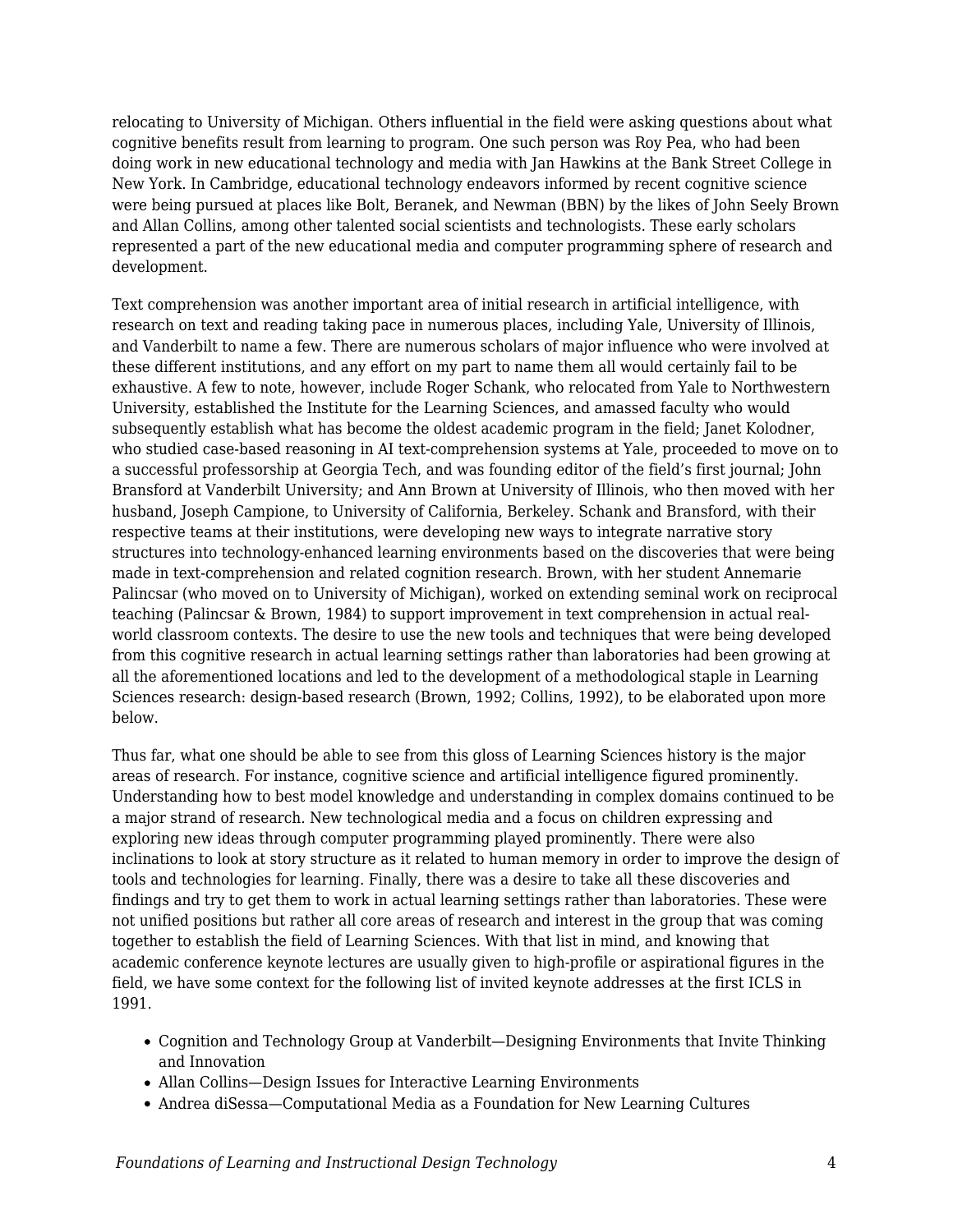relocating to University of Michigan. Others influential in the field were asking questions about what cognitive benefits result from learning to program. One such person was Roy Pea, who had been doing work in new educational technology and media with Jan Hawkins at the Bank Street College in New York. In Cambridge, educational technology endeavors informed by recent cognitive science were being pursued at places like Bolt, Beranek, and Newman (BBN) by the likes of John Seely Brown and Allan Collins, among other talented social scientists and technologists. These early scholars represented a part of the new educational media and computer programming sphere of research and development.

Text comprehension was another important area of initial research in artificial intelligence, with research on text and reading taking pace in numerous places, including Yale, University of Illinois, and Vanderbilt to name a few. There are numerous scholars of major influence who were involved at these different institutions, and any effort on my part to name them all would certainly fail to be exhaustive. A few to note, however, include Roger Schank, who relocated from Yale to Northwestern University, established the Institute for the Learning Sciences, and amassed faculty who would subsequently establish what has become the oldest academic program in the field; Janet Kolodner, who studied case-based reasoning in AI text-comprehension systems at Yale, proceeded to move on to a successful professorship at Georgia Tech, and was founding editor of the field's first journal; John Bransford at Vanderbilt University; and Ann Brown at University of Illinois, who then moved with her husband, Joseph Campione, to University of California, Berkeley. Schank and Bransford, with their respective teams at their institutions, were developing new ways to integrate narrative story structures into technology-enhanced learning environments based on the discoveries that were being made in text-comprehension and related cognition research. Brown, with her student Annemarie Palincsar (who moved on to University of Michigan), worked on extending seminal work on reciprocal teaching (Palincsar & Brown, 1984) to support improvement in text comprehension in actual real-world classroom contexts. The desire to use the new tools and techniques that were being developed from this cognitive research in actual learning settings rather than laboratories had been growing at all the aforementioned locations and led to the development of a methodological staple in Learning Sciences research: design-based research (Brown, 1992; Collins, 1992), to be elaborated upon more below.

Thus far, what one should be able to see from this gloss of Learning Sciences history is the major areas of research. For instance, cognitive science and artificial intelligence figured prominently. Understanding how to best model knowledge and understanding in complex domains continued to be a major strand of research. New technological media and a focus on children expressing and exploring new ideas through computer programming played prominently. There were also inclinations to look at story structure as it related to human memory in order to improve the design of tools and technologies for learning. Finally, there was a desire to take all these discoveries and findings and try to get them to work in actual learning settings rather than laboratories. These were not unified positions but rather all core areas of research and interest in the group that was coming together to establish the field of Learning Sciences. With that list in mind, and knowing that academic conference keynote lectures are usually given to high-profile or aspirational figures in the field, we have some context for the following list of invited keynote addresses at the first ICLS in 1991.

- Cognition and Technology Group at Vanderbilt—Designing Environments that Invite Thinking and Innovation
- Allan Collins—Design Issues for Interactive Learning Environments
- Andrea diSessa—Computational Media as a Foundation for New Learning Cultures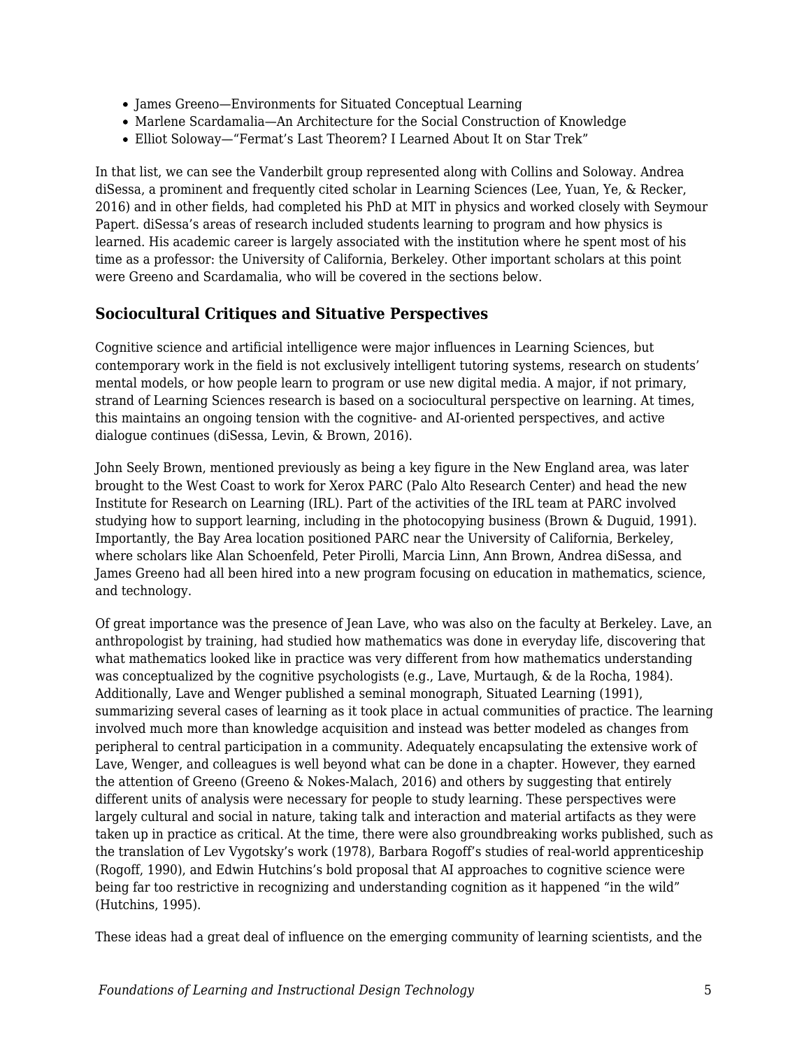- James Greeno—Environments for Situated Conceptual Learning
- Marlene Scardamalia—An Architecture for the Social Construction of Knowledge
- Elliot Soloway—"Fermat's Last Theorem? I Learned About It on Star Trek"

In that list, we can see the Vanderbilt group represented along with Collins and Soloway. Andrea diSessa, a prominent and frequently cited scholar in Learning Sciences (Lee, Yuan, Ye, & Recker, 2016) and in other fields, had completed his PhD at MIT in physics and worked closely with Seymour Papert. diSessa's areas of research included students learning to program and how physics is learned. His academic career is largely associated with the institution where he spent most of his time as a professor: the University of California, Berkeley. Other important scholars at this point were Greeno and Scardamalia, who will be covered in the sections below.

### Sociocultural Critiques and Situative Perspectives

Cognitive science and artificial intelligence were major influences in Learning Sciences, but contemporary work in the field is not exclusively intelligent tutoring systems, research on students' mental models, or how people learn to program or use new digital media. A major, if not primary, strand of Learning Sciences research is based on a sociocultural perspective on learning. At times, this maintains an ongoing tension with the cognitive- and AI-oriented perspectives, and active dialogue continues (diSessa, Levin, & Brown, 2016).

John Seely Brown, mentioned previously as being a key figure in the New England area, was later brought to the West Coast to work for Xerox PARC (Palo Alto Research Center) and head the new Institute for Research on Learning (IRL). Part of the activities of the IRL team at PARC involved studying how to support learning, including in the photocopying business (Brown & Duguid, 1991). Importantly, the Bay Area location positioned PARC near the University of California, Berkeley, where scholars like Alan Schoenfeld, Peter Pirolli, Marcia Linn, Ann Brown, Andrea diSessa, and James Greeno had all been hired into a new program focusing on education in mathematics, science, and technology.

Of great importance was the presence of Jean Lave, who was also on the faculty at Berkeley. Lave, an anthropologist by training, had studied how mathematics was done in everyday life, discovering that what mathematics looked like in practice was very different from how mathematics understanding was conceptualized by the cognitive psychologists (e.g., Lave, Murtaugh, & de la Rocha, 1984). Additionally, Lave and Wenger published a seminal monograph, Situated Learning (1991), summarizing several cases of learning as it took place in actual communities of practice. The learning involved much more than knowledge acquisition and instead was better modeled as changes from peripheral to central participation in a community. Adequately encapsulating the extensive work of Lave, Wenger, and colleagues is well beyond what can be done in a chapter. However, they earned the attention of Greeno (Greeno & Nokes-Malach, 2016) and others by suggesting that entirely different units of analysis were necessary for people to study learning. These perspectives were largely cultural and social in nature, taking talk and interaction and material artifacts as they were taken up in practice as critical. At the time, there were also groundbreaking works published, such as the translation of Lev Vygotsky's work (1978), Barbara Rogoff's studies of real-world apprenticeship (Rogoff, 1990), and Edwin Hutchins's bold proposal that AI approaches to cognitive science were being far too restrictive in recognizing and understanding cognition as it happened "in the wild" (Hutchins, 1995).

These ideas had a great deal of influence on the emerging community of learning scientists, and the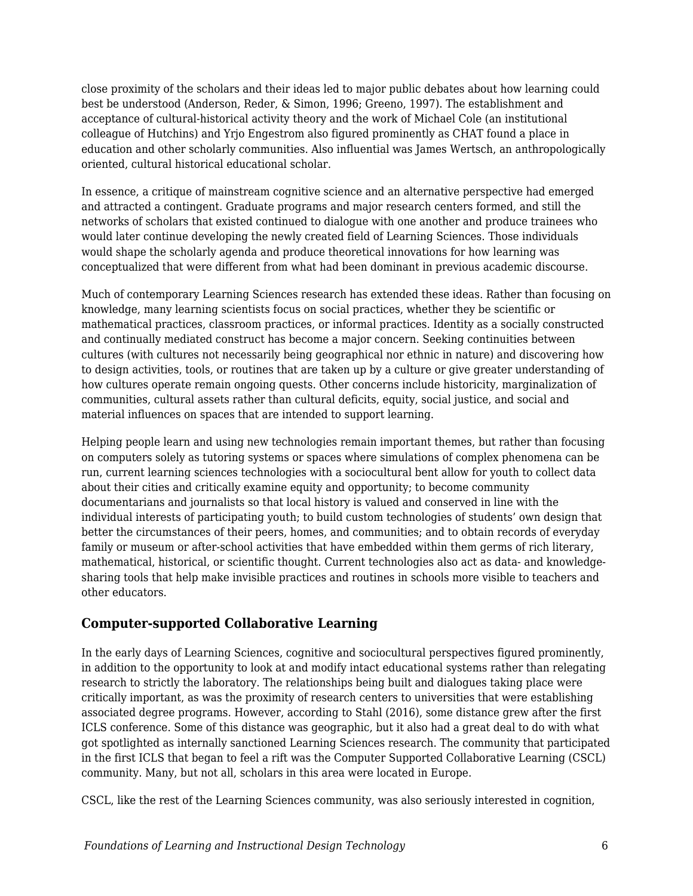close proximity of the scholars and their ideas led to major public debates about how learning could best be understood (Anderson, Reder, & Simon, 1996; Greeno, 1997). The establishment and acceptance of cultural-historical activity theory and the work of Michael Cole (an institutional colleague of Hutchins) and Yrjo Engestrom also figured prominently as CHAT found a place in education and other scholarly communities. Also influential was James Wertsch, an anthropologically oriented, cultural historical educational scholar.

In essence, a critique of mainstream cognitive science and an alternative perspective had emerged and attracted a contingent. Graduate programs and major research centers formed, and still the networks of scholars that existed continued to dialogue with one another and produce trainees who would later continue developing the newly created field of Learning Sciences. Those individuals would shape the scholarly agenda and produce theoretical innovations for how learning was conceptualized that were different from what had been dominant in previous academic discourse.

Much of contemporary Learning Sciences research has extended these ideas. Rather than focusing on knowledge, many learning scientists focus on social practices, whether they be scientific or mathematical practices, classroom practices, or informal practices. Identity as a socially constructed and continually mediated construct has become a major concern. Seeking continuities between cultures (with cultures not necessarily being geographical nor ethnic in nature) and discovering how to design activities, tools, or routines that are taken up by a culture or give greater understanding of how cultures operate remain ongoing quests. Other concerns include historicity, marginalization of communities, cultural assets rather than cultural deficits, equity, social justice, and social and material influences on spaces that are intended to support learning.

Helping people learn and using new technologies remain important themes, but rather than focusing on computers solely as tutoring systems or spaces where simulations of complex phenomena can be run, current learning sciences technologies with a sociocultural bent allow for youth to collect data about their cities and critically examine equity and opportunity; to become community documentarians and journalists so that local history is valued and conserved in line with the individual interests of participating youth; to build custom technologies of students' own design that better the circumstances of their peers, homes, and communities; and to obtain records of everyday family or museum or after-school activities that have embedded within them germs of rich literary, mathematical, historical, or scientific thought. Current technologies also act as data- and knowledge-sharing tools that help make invisible practices and routines in schools more visible to teachers and other educators.

## Computer-supported Collaborative Learning

In the early days of Learning Sciences, cognitive and sociocultural perspectives figured prominently, in addition to the opportunity to look at and modify intact educational systems rather than relegating research to strictly the laboratory. The relationships being built and dialogues taking place were critically important, as was the proximity of research centers to universities that were establishing associated degree programs. However, according to Stahl (2016), some distance grew after the first ICLS conference. Some of this distance was geographic, but it also had a great deal to do with what got spotlighted as internally sanctioned Learning Sciences research. The community that participated in the first ICLS that began to feel a rift was the Computer Supported Collaborative Learning (CSCL) community. Many, but not all, scholars in this area were located in Europe.

CSCL, like the rest of the Learning Sciences community, was also seriously interested in cognition,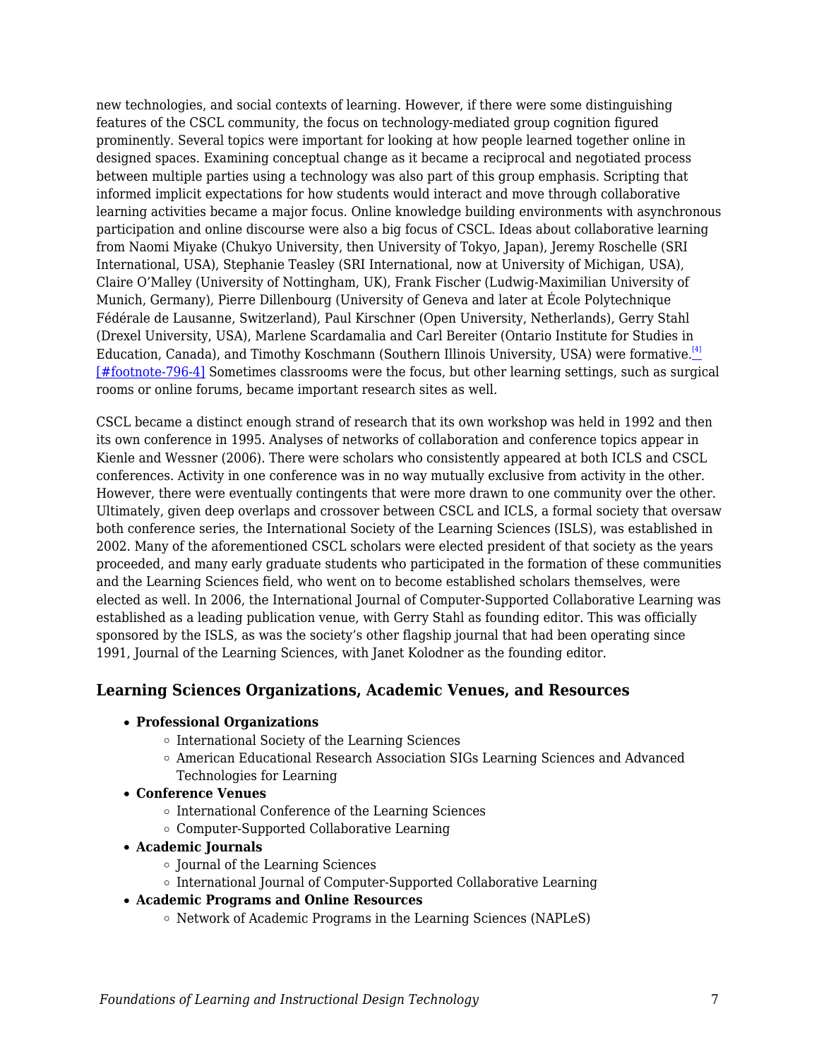new technologies, and social contexts of learning. However, if there were some distinguishing features of the CSCL community, the focus on technology-mediated group cognition figured prominently. Several topics were important for looking at how people learned together online in designed spaces. Examining conceptual change as it became a reciprocal and negotiated process between multiple parties using a technology was also part of this group emphasis. Scripting that informed implicit expectations for how students would interact and move through collaborative learning activities became a major focus. Online knowledge building environments with asynchronous participation and online discourse were also a big focus of CSCL. Ideas about collaborative learning from Naomi Miyake (Chukyo University, then University of Tokyo, Japan), Jeremy Roschelle (SRI International, USA), Stephanie Teasley (SRI International, now at University of Michigan, USA), Claire O'Malley (University of Nottingham, UK), Frank Fischer (Ludwig-Maximilian University of Munich, Germany), Pierre Dillenbourg (University of Geneva and later at École Polytechnique Fédérale de Lausanne, Switzerland), Paul Kirschner (Open University, Netherlands), Gerry Stahl (Drexel University, USA), Marlene Scardamalia and Carl Bereiter (Ontario Institute for Studies in Education, Canada), and Timothy Koschmann (Southern Illinois University, USA) were formative.[4] [#footnote-796-4] Sometimes classrooms were the focus, but other learning settings, such as surgical rooms or online forums, became important research sites as well.

CSCL became a distinct enough strand of research that its own workshop was held in 1992 and then its own conference in 1995. Analyses of networks of collaboration and conference topics appear in Kienle and Wessner (2006). There were scholars who consistently appeared at both ICLS and CSCL conferences. Activity in one conference was in no way mutually exclusive from activity in the other. However, there were eventually contingents that were more drawn to one community over the other. Ultimately, given deep overlaps and crossover between CSCL and ICLS, a formal society that oversaw both conference series, the International Society of the Learning Sciences (ISLS), was established in 2002. Many of the aforementioned CSCL scholars were elected president of that society as the years proceeded, and many early graduate students who participated in the formation of these communities and the Learning Sciences field, who went on to become established scholars themselves, were elected as well. In 2006, the International Journal of Computer-Supported Collaborative Learning was established as a leading publication venue, with Gerry Stahl as founding editor. This was officially sponsored by the ISLS, as was the society's other flagship journal that had been operating since 1991, Journal of the Learning Sciences, with Janet Kolodner as the founding editor.

### Learning Sciences Organizations, Academic Venues, and Resources

- **Professional Organizations**
  - International Society of the Learning Sciences
  - American Educational Research Association SIGs Learning Sciences and Advanced Technologies for Learning
- **Conference Venues**
  - International Conference of the Learning Sciences
  - Computer-Supported Collaborative Learning
- **Academic Journals**
  - Journal of the Learning Sciences
  - International Journal of Computer-Supported Collaborative Learning
- **Academic Programs and Online Resources**
  - Network of Academic Programs in the Learning Sciences (NAPLeS)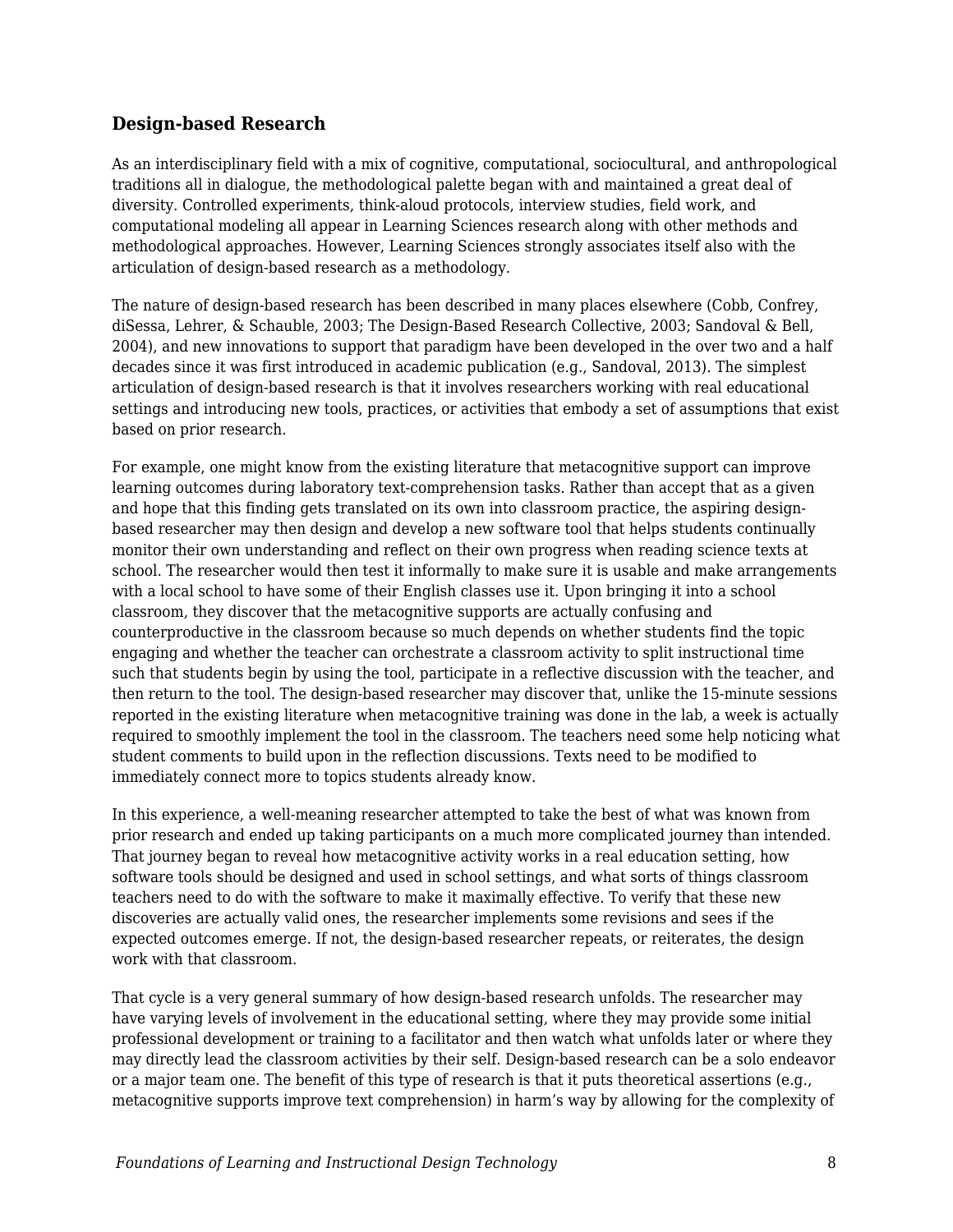### Design-based Research

As an interdisciplinary field with a mix of cognitive, computational, sociocultural, and anthropological traditions all in dialogue, the methodological palette began with and maintained a great deal of diversity. Controlled experiments, think-aloud protocols, interview studies, field work, and computational modeling all appear in Learning Sciences research along with other methods and methodological approaches. However, Learning Sciences strongly associates itself also with the articulation of design-based research as a methodology.

The nature of design-based research has been described in many places elsewhere (Cobb, Confrey, diSessa, Lehrer, & Schauble, 2003; The Design-Based Research Collective, 2003; Sandoval & Bell, 2004), and new innovations to support that paradigm have been developed in the over two and a half decades since it was first introduced in academic publication (e.g., Sandoval, 2013). The simplest articulation of design-based research is that it involves researchers working with real educational settings and introducing new tools, practices, or activities that embody a set of assumptions that exist based on prior research.

For example, one might know from the existing literature that metacognitive support can improve learning outcomes during laboratory text-comprehension tasks. Rather than accept that as a given and hope that this finding gets translated on its own into classroom practice, the aspiring design-based researcher may then design and develop a new software tool that helps students continually monitor their own understanding and reflect on their own progress when reading science texts at school. The researcher would then test it informally to make sure it is usable and make arrangements with a local school to have some of their English classes use it. Upon bringing it into a school classroom, they discover that the metacognitive supports are actually confusing and counterproductive in the classroom because so much depends on whether students find the topic engaging and whether the teacher can orchestrate a classroom activity to split instructional time such that students begin by using the tool, participate in a reflective discussion with the teacher, and then return to the tool. The design-based researcher may discover that, unlike the 15-minute sessions reported in the existing literature when metacognitive training was done in the lab, a week is actually required to smoothly implement the tool in the classroom. The teachers need some help noticing what student comments to build upon in the reflection discussions. Texts need to be modified to immediately connect more to topics students already know.

In this experience, a well-meaning researcher attempted to take the best of what was known from prior research and ended up taking participants on a much more complicated journey than intended. That journey began to reveal how metacognitive activity works in a real education setting, how software tools should be designed and used in school settings, and what sorts of things classroom teachers need to do with the software to make it maximally effective. To verify that these new discoveries are actually valid ones, the researcher implements some revisions and sees if the expected outcomes emerge. If not, the design-based researcher repeats, or reiterates, the design work with that classroom.

That cycle is a very general summary of how design-based research unfolds. The researcher may have varying levels of involvement in the educational setting, where they may provide some initial professional development or training to a facilitator and then watch what unfolds later or where they may directly lead the classroom activities by their self. Design-based research can be a solo endeavor or a major team one. The benefit of this type of research is that it puts theoretical assertions (e.g., metacognitive supports improve text comprehension) in harm's way by allowing for the complexity of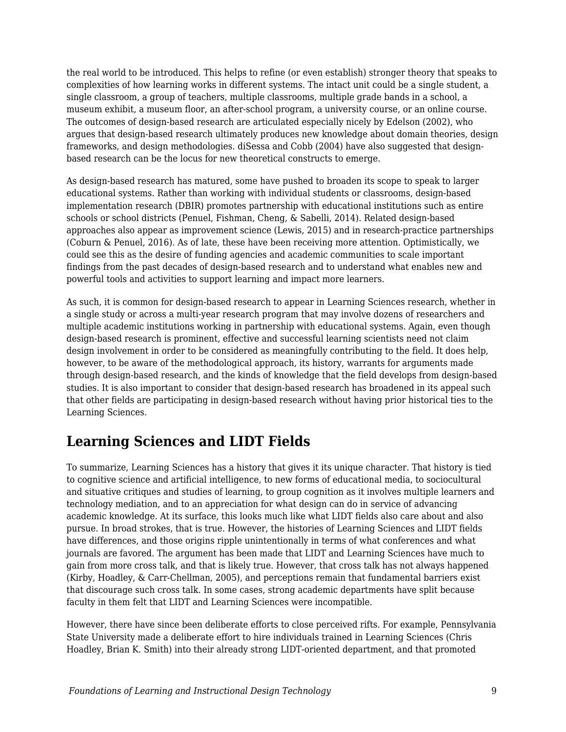the real world to be introduced. This helps to refine (or even establish) stronger theory that speaks to complexities of how learning works in different systems. The intact unit could be a single student, a single classroom, a group of teachers, multiple classrooms, multiple grade bands in a school, a museum exhibit, a museum floor, an after-school program, a university course, or an online course. The outcomes of design-based research are articulated especially nicely by Edelson (2002), who argues that design-based research ultimately produces new knowledge about domain theories, design frameworks, and design methodologies. diSessa and Cobb (2004) have also suggested that design-based research can be the locus for new theoretical constructs to emerge.

As design-based research has matured, some have pushed to broaden its scope to speak to larger educational systems. Rather than working with individual students or classrooms, design-based implementation research (DBIR) promotes partnership with educational institutions such as entire schools or school districts (Penuel, Fishman, Cheng, & Sabelli, 2014). Related design-based approaches also appear as improvement science (Lewis, 2015) and in research-practice partnerships (Coburn & Penuel, 2016). As of late, these have been receiving more attention. Optimistically, we could see this as the desire of funding agencies and academic communities to scale important findings from the past decades of design-based research and to understand what enables new and powerful tools and activities to support learning and impact more learners.

As such, it is common for design-based research to appear in Learning Sciences research, whether in a single study or across a multi-year research program that may involve dozens of researchers and multiple academic institutions working in partnership with educational systems. Again, even though design-based research is prominent, effective and successful learning scientists need not claim design involvement in order to be considered as meaningfully contributing to the field. It does help, however, to be aware of the methodological approach, its history, warrants for arguments made through design-based research, and the kinds of knowledge that the field develops from design-based studies. It is also important to consider that design-based research has broadened in its appeal such that other fields are participating in design-based research without having prior historical ties to the Learning Sciences.

## Learning Sciences and LIDT Fields

To summarize, Learning Sciences has a history that gives it its unique character. That history is tied to cognitive science and artificial intelligence, to new forms of educational media, to sociocultural and situative critiques and studies of learning, to group cognition as it involves multiple learners and technology mediation, and to an appreciation for what design can do in service of advancing academic knowledge. At its surface, this looks much like what LIDT fields also care about and also pursue. In broad strokes, that is true. However, the histories of Learning Sciences and LIDT fields have differences, and those origins ripple unintentionally in terms of what conferences and what journals are favored. The argument has been made that LIDT and Learning Sciences have much to gain from more cross talk, and that is likely true. However, that cross talk has not always happened (Kirby, Hoadley, & Carr-Chellman, 2005), and perceptions remain that fundamental barriers exist that discourage such cross talk. In some cases, strong academic departments have split because faculty in them felt that LIDT and Learning Sciences were incompatible.

However, there have since been deliberate efforts to close perceived rifts. For example, Pennsylvania State University made a deliberate effort to hire individuals trained in Learning Sciences (Chris Hoadley, Brian K. Smith) into their already strong LIDT-oriented department, and that promoted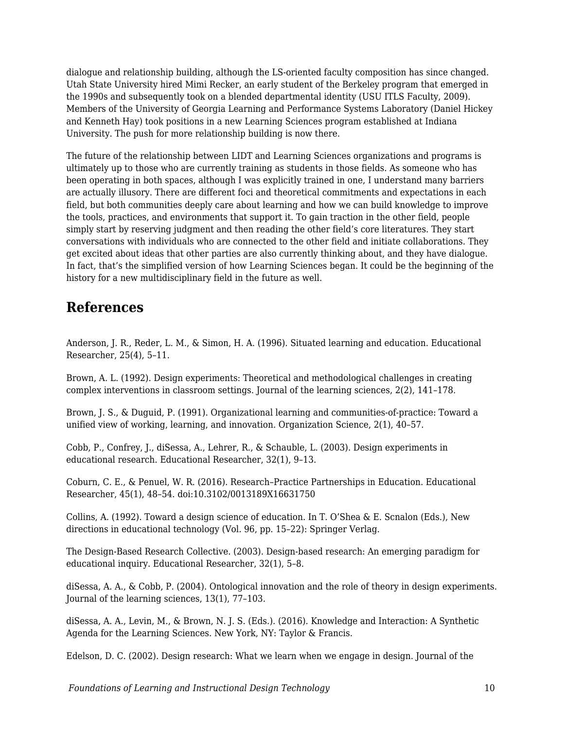dialogue and relationship building, although the LS-oriented faculty composition has since changed. Utah State University hired Mimi Recker, an early student of the Berkeley program that emerged in the 1990s and subsequently took on a blended departmental identity (USU ITLS Faculty, 2009). Members of the University of Georgia Learning and Performance Systems Laboratory (Daniel Hickey and Kenneth Hay) took positions in a new Learning Sciences program established at Indiana University. The push for more relationship building is now there.

The future of the relationship between LIDT and Learning Sciences organizations and programs is ultimately up to those who are currently training as students in those fields. As someone who has been operating in both spaces, although I was explicitly trained in one, I understand many barriers are actually illusory. There are different foci and theoretical commitments and expectations in each field, but both communities deeply care about learning and how we can build knowledge to improve the tools, practices, and environments that support it. To gain traction in the other field, people simply start by reserving judgment and then reading the other field's core literatures. They start conversations with individuals who are connected to the other field and initiate collaborations. They get excited about ideas that other parties are also currently thinking about, and they have dialogue. In fact, that's the simplified version of how Learning Sciences began. It could be the beginning of the history for a new multidisciplinary field in the future as well.

## References

Anderson, J. R., Reder, L. M., & Simon, H. A. (1996). Situated learning and education. Educational Researcher, 25(4), 5–11.

Brown, A. L. (1992). Design experiments: Theoretical and methodological challenges in creating complex interventions in classroom settings. Journal of the learning sciences, 2(2), 141–178.

Brown, J. S., & Duguid, P. (1991). Organizational learning and communities-of-practice: Toward a unified view of working, learning, and innovation. Organization Science, 2(1), 40–57.

Cobb, P., Confrey, J., diSessa, A., Lehrer, R., & Schauble, L. (2003). Design experiments in educational research. Educational Researcher, 32(1), 9–13.

Coburn, C. E., & Penuel, W. R. (2016). Research–Practice Partnerships in Education. Educational Researcher, 45(1), 48–54. doi:10.3102/0013189X16631750

Collins, A. (1992). Toward a design science of education. In T. O'Shea & E. Scnalon (Eds.), New directions in educational technology (Vol. 96, pp. 15–22): Springer Verlag.

The Design-Based Research Collective. (2003). Design-based research: An emerging paradigm for educational inquiry. Educational Researcher, 32(1), 5–8.

diSessa, A. A., & Cobb, P. (2004). Ontological innovation and the role of theory in design experiments. Journal of the learning sciences, 13(1), 77–103.

diSessa, A. A., Levin, M., & Brown, N. J. S. (Eds.). (2016). Knowledge and Interaction: A Synthetic Agenda for the Learning Sciences. New York, NY: Taylor & Francis.

Edelson, D. C. (2002). Design research: What we learn when we engage in design. Journal of the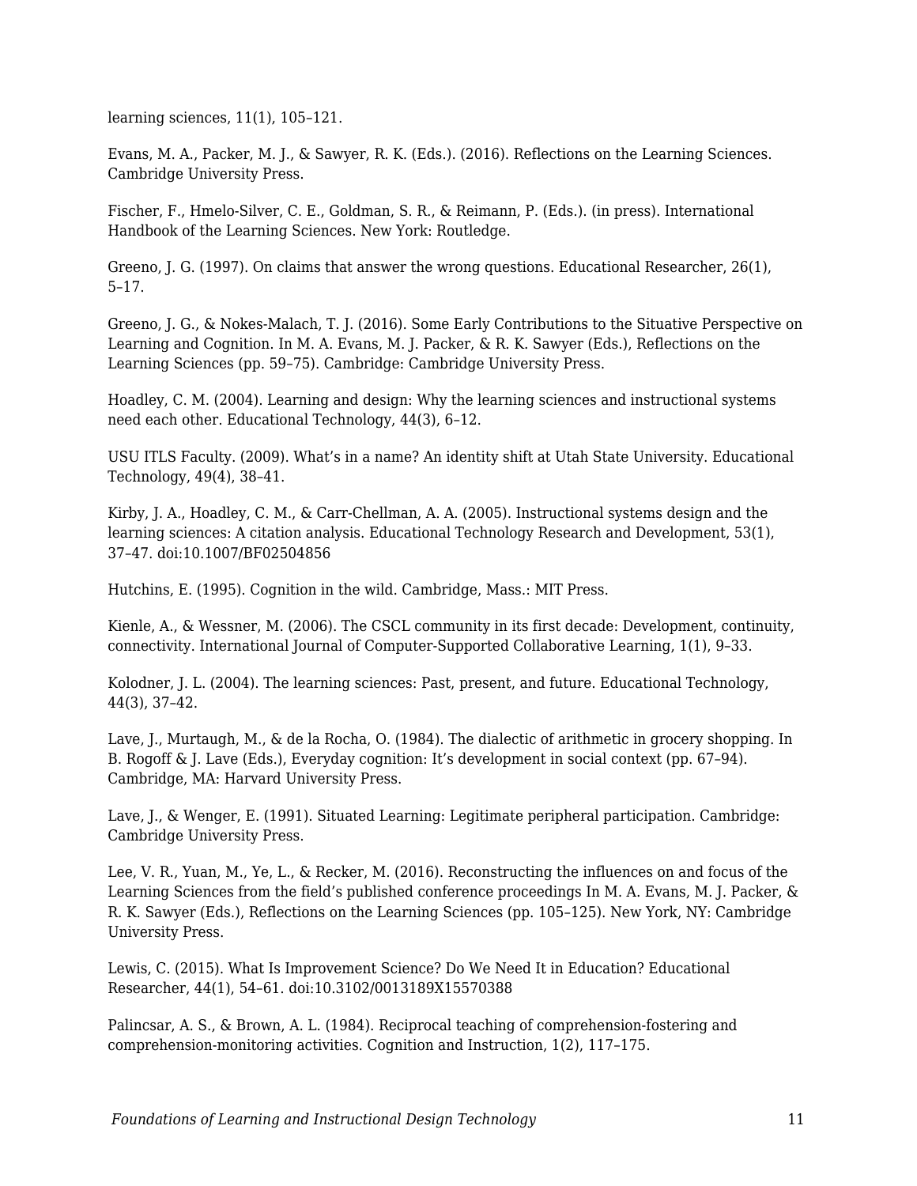learning sciences, 11(1), 105–121.

Evans, M. A., Packer, M. J., & Sawyer, R. K. (Eds.). (2016). Reflections on the Learning Sciences. Cambridge University Press.

Fischer, F., Hmelo-Silver, C. E., Goldman, S. R., & Reimann, P. (Eds.). (in press). International Handbook of the Learning Sciences. New York: Routledge.

Greeno, J. G. (1997). On claims that answer the wrong questions. Educational Researcher, 26(1), 5–17.

Greeno, J. G., & Nokes-Malach, T. J. (2016). Some Early Contributions to the Situative Perspective on Learning and Cognition. In M. A. Evans, M. J. Packer, & R. K. Sawyer (Eds.), Reflections on the Learning Sciences (pp. 59–75). Cambridge: Cambridge University Press.

Hoadley, C. M. (2004). Learning and design: Why the learning sciences and instructional systems need each other. Educational Technology, 44(3), 6–12.

USU ITLS Faculty. (2009). What's in a name? An identity shift at Utah State University. Educational Technology, 49(4), 38–41.

Kirby, J. A., Hoadley, C. M., & Carr-Chellman, A. A. (2005). Instructional systems design and the learning sciences: A citation analysis. Educational Technology Research and Development, 53(1), 37–47. doi:10.1007/BF02504856

Hutchins, E. (1995). Cognition in the wild. Cambridge, Mass.: MIT Press.

Kienle, A., & Wessner, M. (2006). The CSCL community in its first decade: Development, continuity, connectivity. International Journal of Computer-Supported Collaborative Learning, 1(1), 9–33.

Kolodner, J. L. (2004). The learning sciences: Past, present, and future. Educational Technology, 44(3), 37–42.

Lave, J., Murtaugh, M., & de la Rocha, O. (1984). The dialectic of arithmetic in grocery shopping. In B. Rogoff & J. Lave (Eds.), Everyday cognition: It's development in social context (pp. 67–94). Cambridge, MA: Harvard University Press.

Lave, J., & Wenger, E. (1991). Situated Learning: Legitimate peripheral participation. Cambridge: Cambridge University Press.

Lee, V. R., Yuan, M., Ye, L., & Recker, M. (2016). Reconstructing the influences on and focus of the Learning Sciences from the field's published conference proceedings In M. A. Evans, M. J. Packer, & R. K. Sawyer (Eds.), Reflections on the Learning Sciences (pp. 105–125). New York, NY: Cambridge University Press.

Lewis, C. (2015). What Is Improvement Science? Do We Need It in Education? Educational Researcher, 44(1), 54–61. doi:10.3102/0013189X15570388

Palincsar, A. S., & Brown, A. L. (1984). Reciprocal teaching of comprehension-fostering and comprehension-monitoring activities. Cognition and Instruction, 1(2), 117–175.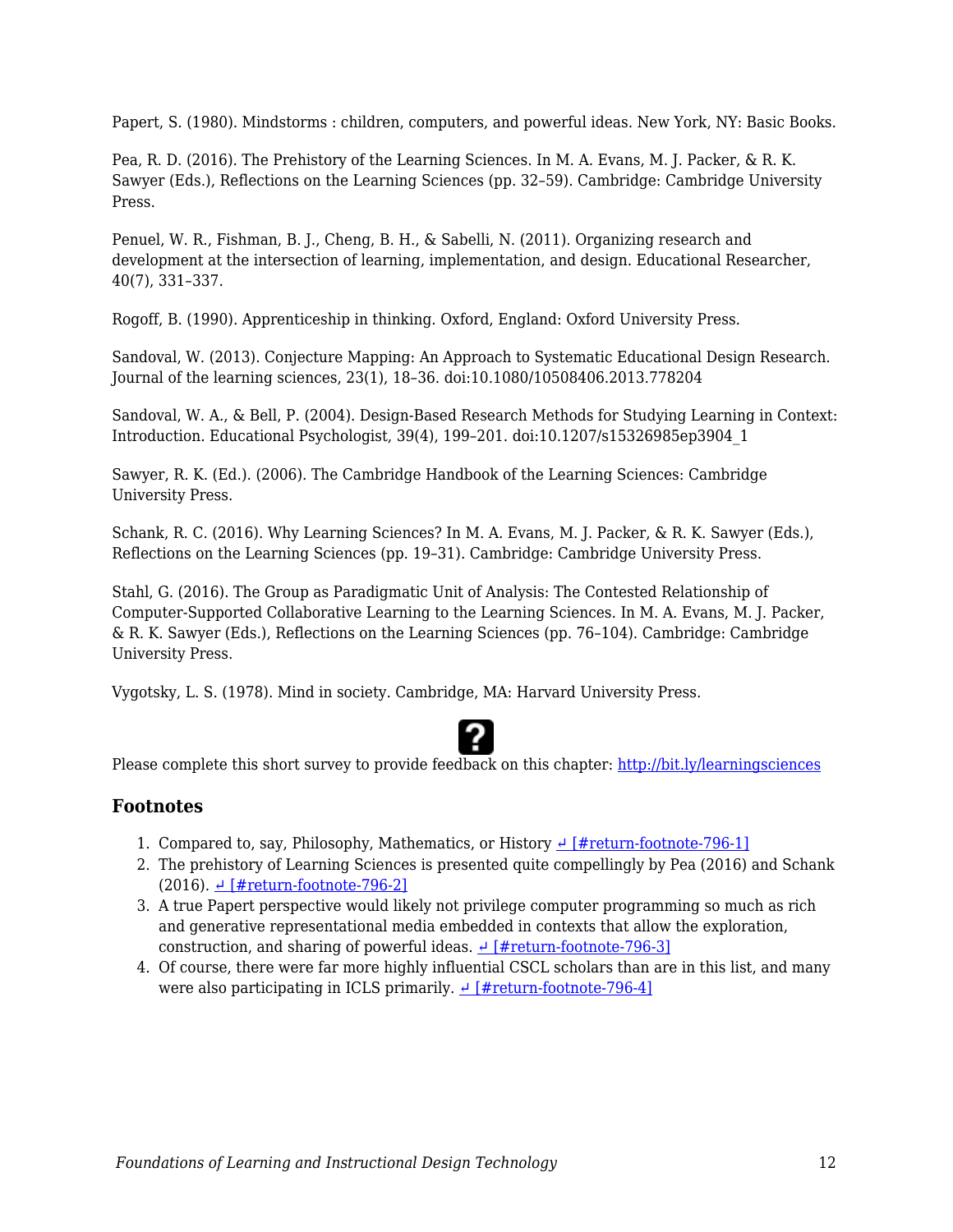Papert, S. (1980). Mindstorms : children, computers, and powerful ideas. New York, NY: Basic Books.

Pea, R. D. (2016). The Prehistory of the Learning Sciences. In M. A. Evans, M. J. Packer, & R. K. Sawyer (Eds.), Reflections on the Learning Sciences (pp. 32–59). Cambridge: Cambridge University Press.

Penuel, W. R., Fishman, B. J., Cheng, B. H., & Sabelli, N. (2011). Organizing research and development at the intersection of learning, implementation, and design. Educational Researcher, 40(7), 331–337.

Rogoff, B. (1990). Apprenticeship in thinking. Oxford, England: Oxford University Press.

Sandoval, W. (2013). Conjecture Mapping: An Approach to Systematic Educational Design Research. Journal of the learning sciences, 23(1), 18–36. doi:10.1080/10508406.2013.778204

Sandoval, W. A., & Bell, P. (2004). Design-Based Research Methods for Studying Learning in Context: Introduction. Educational Psychologist, 39(4), 199–201. doi:10.1207/s15326985ep3904_1

Sawyer, R. K. (Ed.). (2006). The Cambridge Handbook of the Learning Sciences: Cambridge University Press.

Schank, R. C. (2016). Why Learning Sciences? In M. A. Evans, M. J. Packer, & R. K. Sawyer (Eds.), Reflections on the Learning Sciences (pp. 19–31). Cambridge: Cambridge University Press.

Stahl, G. (2016). The Group as Paradigmatic Unit of Analysis: The Contested Relationship of Computer-Supported Collaborative Learning to the Learning Sciences. In M. A. Evans, M. J. Packer, & R. K. Sawyer (Eds.), Reflections on the Learning Sciences (pp. 76–104). Cambridge: Cambridge University Press.

Vygotsky, L. S. (1978). Mind in society. Cambridge, MA: Harvard University Press.

Please complete this short survey to provide feedback on this chapter: http://bit.ly/learningsciences

### Footnotes

1. Compared to, say, Philosophy, Mathematics, or History ↵ [#return-footnote-796-1]
2. The prehistory of Learning Sciences is presented quite compellingly by Pea (2016) and Schank (2016). ↵ [#return-footnote-796-2]
3. A true Papert perspective would likely not privilege computer programming so much as rich and generative representational media embedded in contexts that allow the exploration, construction, and sharing of powerful ideas. ↵ [#return-footnote-796-3]
4. Of course, there were far more highly influential CSCL scholars than are in this list, and many were also participating in ICLS primarily. ↵ [#return-footnote-796-4]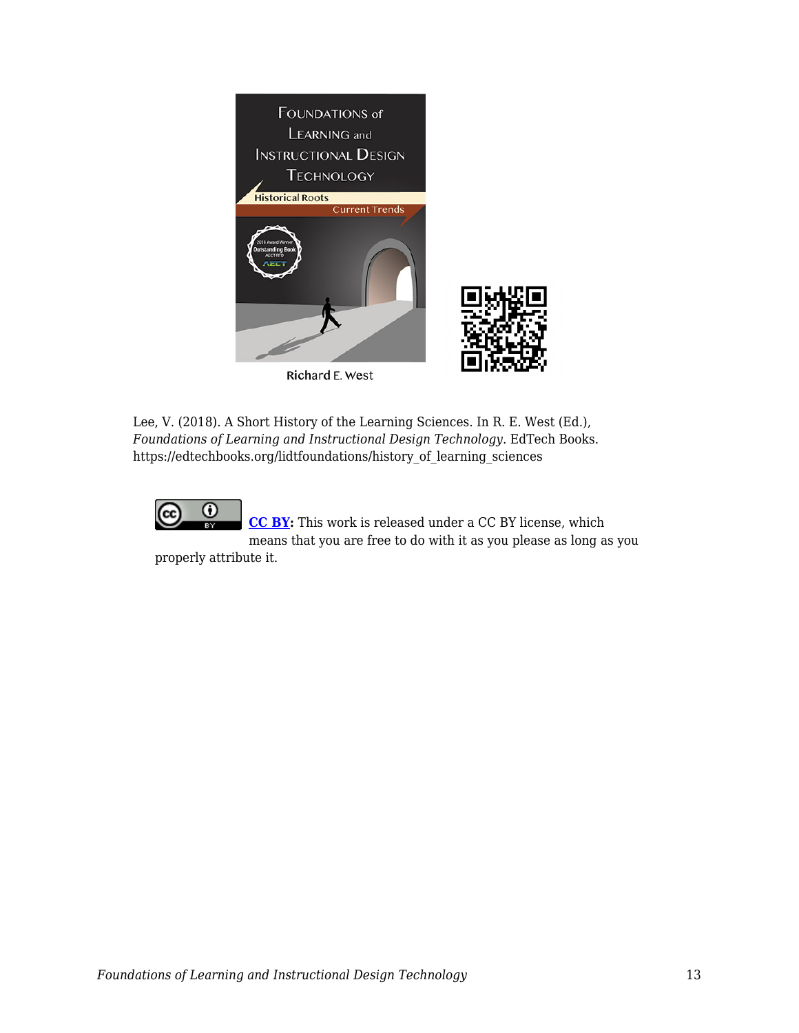Lee, V. (2018). A Short History of the Learning Sciences. In R. E. West (Ed.), *Foundations of Learning and Instructional Design Technology*. EdTech Books. https://edtechbooks.org/lidtfoundations/history_of_learning_sciences

**CC BY:** This work is released under a CC BY license, which means that you are free to do with it as you please as long as you properly attribute it.